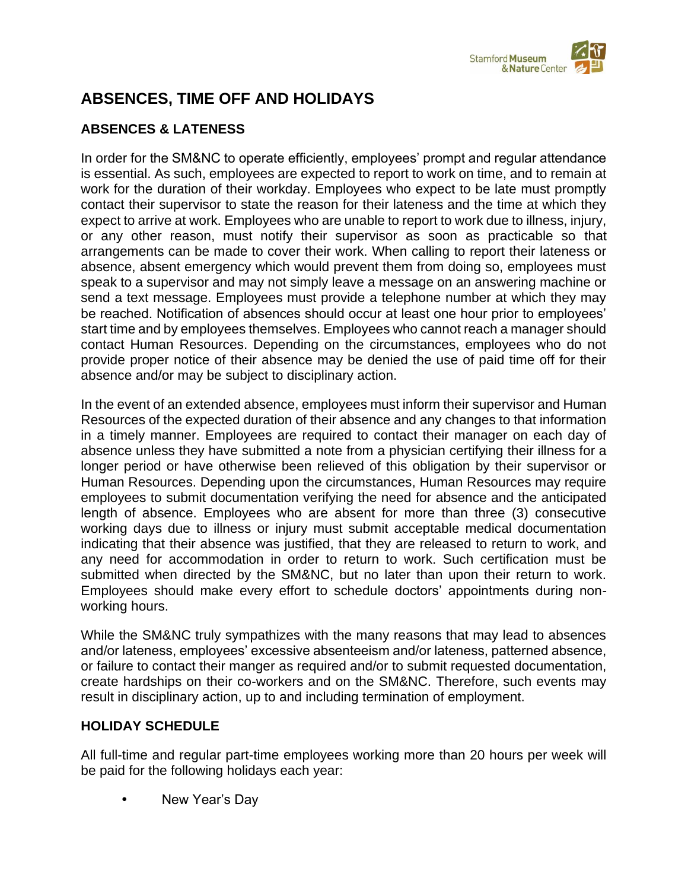# ABSENCES, TIME OFF AND HOLIDAYS

## ABSENCES & LATENESS

In order for the SM&NC to operate efficiently, employees' prompt and regular attendance is essential. As such, employees are expected to report to work on time, and to remain at work for the duration of their workday. Employees who expect to be late must promptly contact their supervisor to state the reason for their lateness and the time at which they expect to arrive at work. Employees who are unable to report to work due to illness, injury, or any other reason, must notify their supervisor as soon as practicable so that arrangements can be made to cover their work. When calling to report their lateness or absence, absent emergency which would prevent them from doing so, employees must speak to a supervisor and may not simply leave a message on an answering machine or send a text message. Employees must provide a telephone number at which they may be reached. Notification of absences should occur at least one hour prior to employees' start time and by employees themselves. Employees who cannot reach a manager should contact Human Resources. Depending on the circumstances, employees who do not provide proper notice of their absence may be denied the use of paid time off for their absence and/or may be subject to disciplinary action.

In the event of an extended absence, employees must inform their supervisor and Human Resources of the expected duration of their absence and any changes to that information in a timely manner. Employees are required to contact their manager on each day of absence unless they have submitted a note from a physician certifying their illness for a longer period or have otherwise been relieved of this obligation by their supervisor or Human Resources. Depending upon the circumstances, Human Resources may require employees to submit documentation verifying the need for absence and the anticipated length of absence. Employees who are absent for more than three (3) consecutive working days due to illness or injury must submit acceptable medical documentation indicating that their absence was justified, that they are released to return to work, and any need for accommodation in order to return to work. Such certification must be submitted when directed by the SM&NC, but no later than upon their return to work. Employees should make every effort to schedule doctors' appointments during non-working hours.

While the SM&NC truly sympathizes with the many reasons that may lead to absences and/or lateness, employees' excessive absenteeism and/or lateness, patterned absence, or failure to contact their manger as required and/or to submit requested documentation, create hardships on their co-workers and on the SM&NC. Therefore, such events may result in disciplinary action, up to and including termination of employment.

## HOLIDAY SCHEDULE

All full-time and regular part-time employees working more than 20 hours per week will be paid for the following holidays each year:

- New Year's Day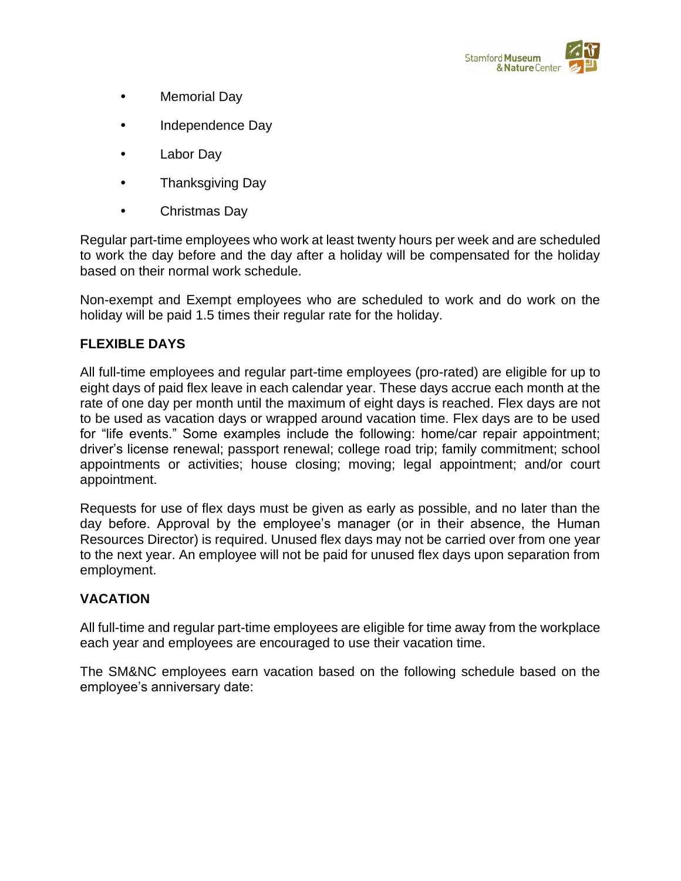- Memorial Day
- Independence Day
- Labor Day
- Thanksgiving Day
- Christmas Day

Regular part-time employees who work at least twenty hours per week and are scheduled to work the day before and the day after a holiday will be compensated for the holiday based on their normal work schedule.

Non-exempt and Exempt employees who are scheduled to work and do work on the holiday will be paid 1.5 times their regular rate for the holiday.

## FLEXIBLE DAYS

All full-time employees and regular part-time employees (pro-rated) are eligible for up to eight days of paid flex leave in each calendar year. These days accrue each month at the rate of one day per month until the maximum of eight days is reached. Flex days are not to be used as vacation days or wrapped around vacation time. Flex days are to be used for "life events." Some examples include the following: home/car repair appointment; driver's license renewal; passport renewal; college road trip; family commitment; school appointments or activities; house closing; moving; legal appointment; and/or court appointment.

Requests for use of flex days must be given as early as possible, and no later than the day before. Approval by the employee's manager (or in their absence, the Human Resources Director) is required. Unused flex days may not be carried over from one year to the next year. An employee will not be paid for unused flex days upon separation from employment.

## VACATION

All full-time and regular part-time employees are eligible for time away from the workplace each year and employees are encouraged to use their vacation time.

The SM&NC employees earn vacation based on the following schedule based on the employee's anniversary date: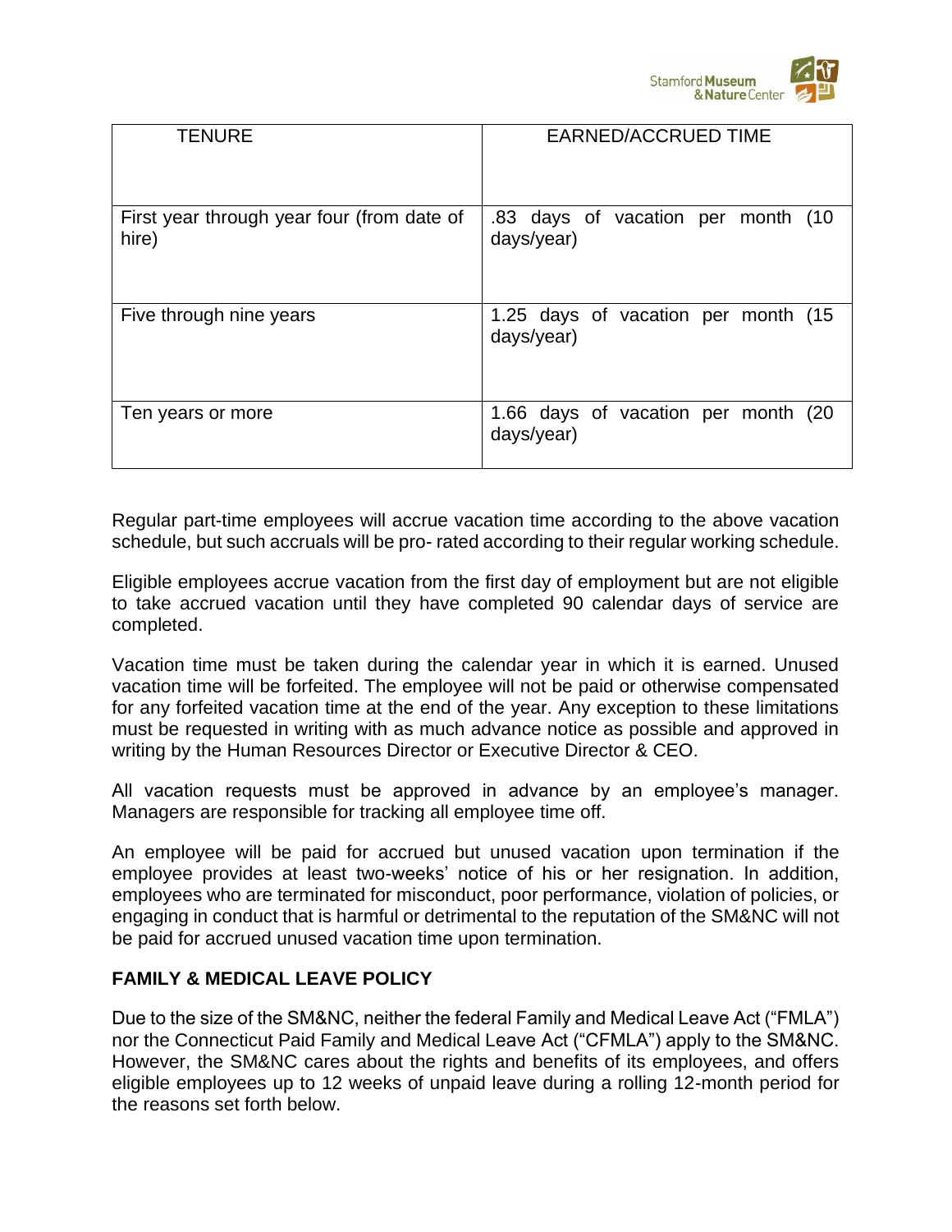| TENURE | EARNED/ACCRUED TIME |
|---|---|
| First year through year four (from date of hire) | .83 days of vacation per month (10 days/year) |
| Five through nine years | 1.25 days of vacation per month (15 days/year) |
| Ten years or more | 1.66 days of vacation per month (20 days/year) |

Regular part-time employees will accrue vacation time according to the above vacation schedule, but such accruals will be pro- rated according to their regular working schedule.

Eligible employees accrue vacation from the first day of employment but are not eligible to take accrued vacation until they have completed 90 calendar days of service are completed.

Vacation time must be taken during the calendar year in which it is earned. Unused vacation time will be forfeited. The employee will not be paid or otherwise compensated for any forfeited vacation time at the end of the year. Any exception to these limitations must be requested in writing with as much advance notice as possible and approved in writing by the Human Resources Director or Executive Director & CEO.

All vacation requests must be approved in advance by an employee's manager. Managers are responsible for tracking all employee time off.

An employee will be paid for accrued but unused vacation upon termination if the employee provides at least two-weeks' notice of his or her resignation. In addition, employees who are terminated for misconduct, poor performance, violation of policies, or engaging in conduct that is harmful or detrimental to the reputation of the SM&NC will not be paid for accrued unused vacation time upon termination.

**FAMILY & MEDICAL LEAVE POLICY**

Due to the size of the SM&NC, neither the federal Family and Medical Leave Act ("FMLA") nor the Connecticut Paid Family and Medical Leave Act ("CFMLA") apply to the SM&NC. However, the SM&NC cares about the rights and benefits of its employees, and offers eligible employees up to 12 weeks of unpaid leave during a rolling 12-month period for the reasons set forth below.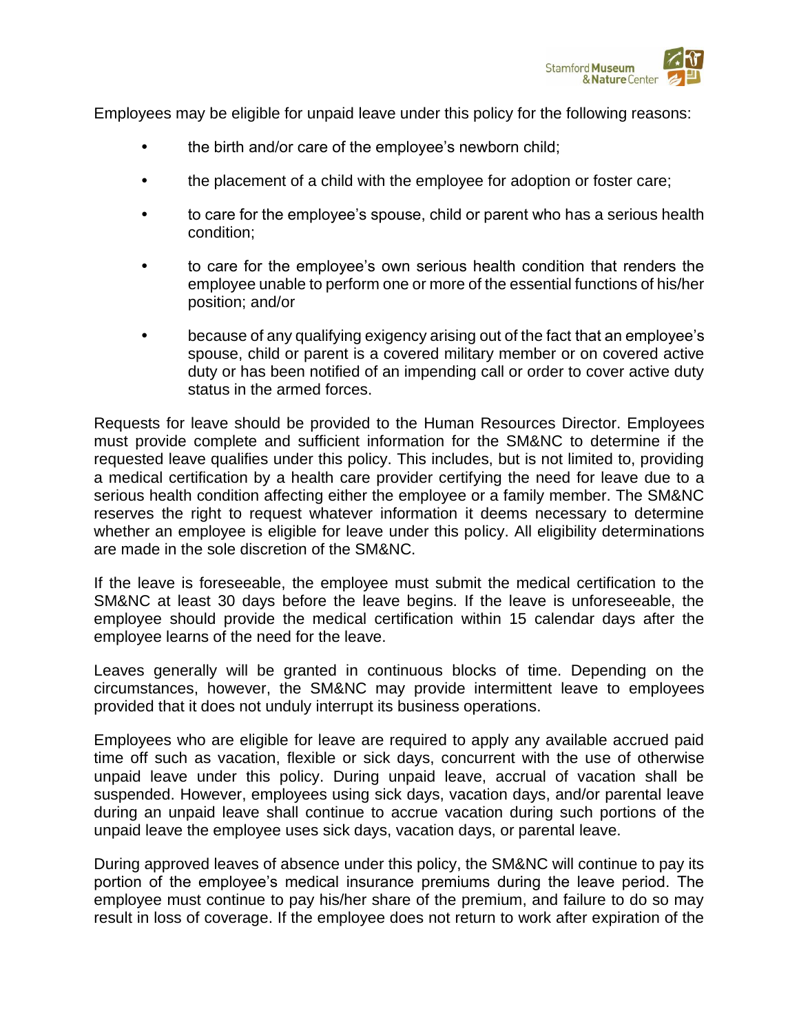Employees may be eligible for unpaid leave under this policy for the following reasons:

- the birth and/or care of the employee's newborn child;
- the placement of a child with the employee for adoption or foster care;
- to care for the employee's spouse, child or parent who has a serious health condition;
- to care for the employee's own serious health condition that renders the employee unable to perform one or more of the essential functions of his/her position; and/or
- because of any qualifying exigency arising out of the fact that an employee's spouse, child or parent is a covered military member or on covered active duty or has been notified of an impending call or order to cover active duty status in the armed forces.

Requests for leave should be provided to the Human Resources Director. Employees must provide complete and sufficient information for the SM&NC to determine if the requested leave qualifies under this policy. This includes, but is not limited to, providing a medical certification by a health care provider certifying the need for leave due to a serious health condition affecting either the employee or a family member. The SM&NC reserves the right to request whatever information it deems necessary to determine whether an employee is eligible for leave under this policy. All eligibility determinations are made in the sole discretion of the SM&NC.

If the leave is foreseeable, the employee must submit the medical certification to the SM&NC at least 30 days before the leave begins. If the leave is unforeseeable, the employee should provide the medical certification within 15 calendar days after the employee learns of the need for the leave.

Leaves generally will be granted in continuous blocks of time. Depending on the circumstances, however, the SM&NC may provide intermittent leave to employees provided that it does not unduly interrupt its business operations.

Employees who are eligible for leave are required to apply any available accrued paid time off such as vacation, flexible or sick days, concurrent with the use of otherwise unpaid leave under this policy. During unpaid leave, accrual of vacation shall be suspended. However, employees using sick days, vacation days, and/or parental leave during an unpaid leave shall continue to accrue vacation during such portions of the unpaid leave the employee uses sick days, vacation days, or parental leave.

During approved leaves of absence under this policy, the SM&NC will continue to pay its portion of the employee's medical insurance premiums during the leave period. The employee must continue to pay his/her share of the premium, and failure to do so may result in loss of coverage. If the employee does not return to work after expiration of the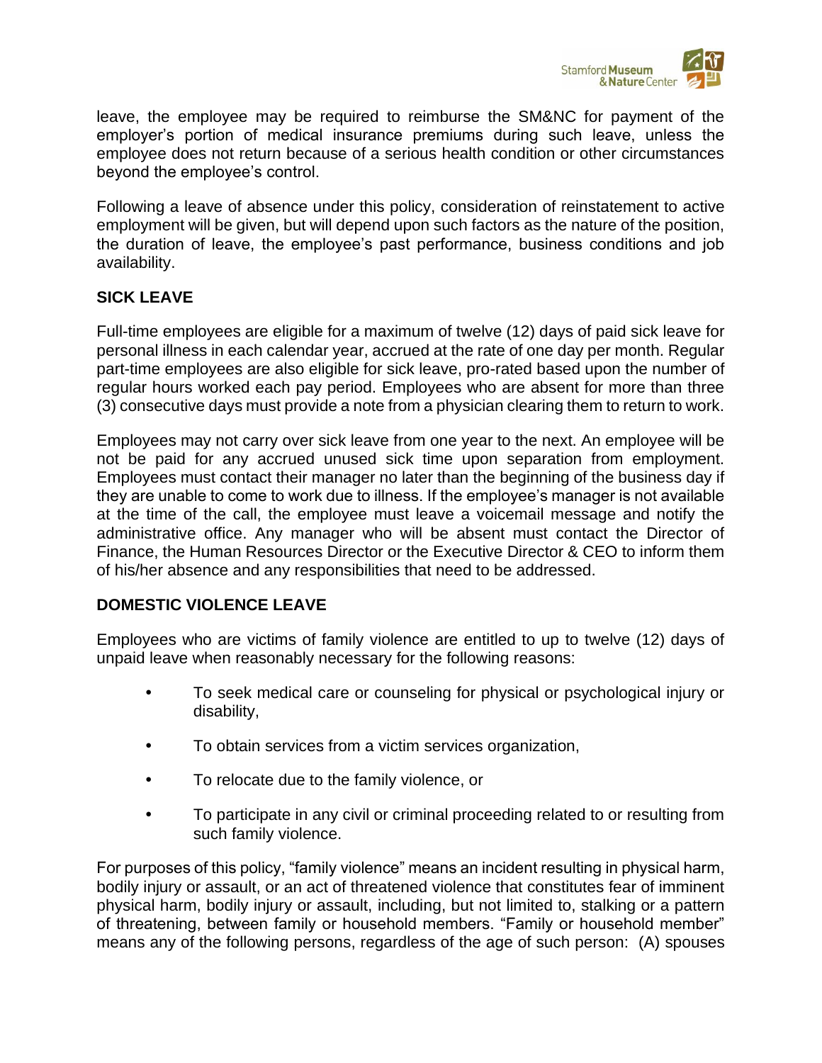leave, the employee may be required to reimburse the SM&NC for payment of the employer's portion of medical insurance premiums during such leave, unless the employee does not return because of a serious health condition or other circumstances beyond the employee's control.

Following a leave of absence under this policy, consideration of reinstatement to active employment will be given, but will depend upon such factors as the nature of the position, the duration of leave, the employee's past performance, business conditions and job availability.

**SICK LEAVE**

Full-time employees are eligible for a maximum of twelve (12) days of paid sick leave for personal illness in each calendar year, accrued at the rate of one day per month. Regular part-time employees are also eligible for sick leave, pro-rated based upon the number of regular hours worked each pay period. Employees who are absent for more than three (3) consecutive days must provide a note from a physician clearing them to return to work.

Employees may not carry over sick leave from one year to the next. An employee will be not be paid for any accrued unused sick time upon separation from employment. Employees must contact their manager no later than the beginning of the business day if they are unable to come to work due to illness. If the employee's manager is not available at the time of the call, the employee must leave a voicemail message and notify the administrative office. Any manager who will be absent must contact the Director of Finance, the Human Resources Director or the Executive Director & CEO to inform them of his/her absence and any responsibilities that need to be addressed.

**DOMESTIC VIOLENCE LEAVE**

Employees who are victims of family violence are entitled to up to twelve (12) days of unpaid leave when reasonably necessary for the following reasons:

- To seek medical care or counseling for physical or psychological injury or disability,
- To obtain services from a victim services organization,
- To relocate due to the family violence, or
- To participate in any civil or criminal proceeding related to or resulting from such family violence.

For purposes of this policy, "family violence" means an incident resulting in physical harm, bodily injury or assault, or an act of threatened violence that constitutes fear of imminent physical harm, bodily injury or assault, including, but not limited to, stalking or a pattern of threatening, between family or household members. "Family or household member" means any of the following persons, regardless of the age of such person: (A) spouses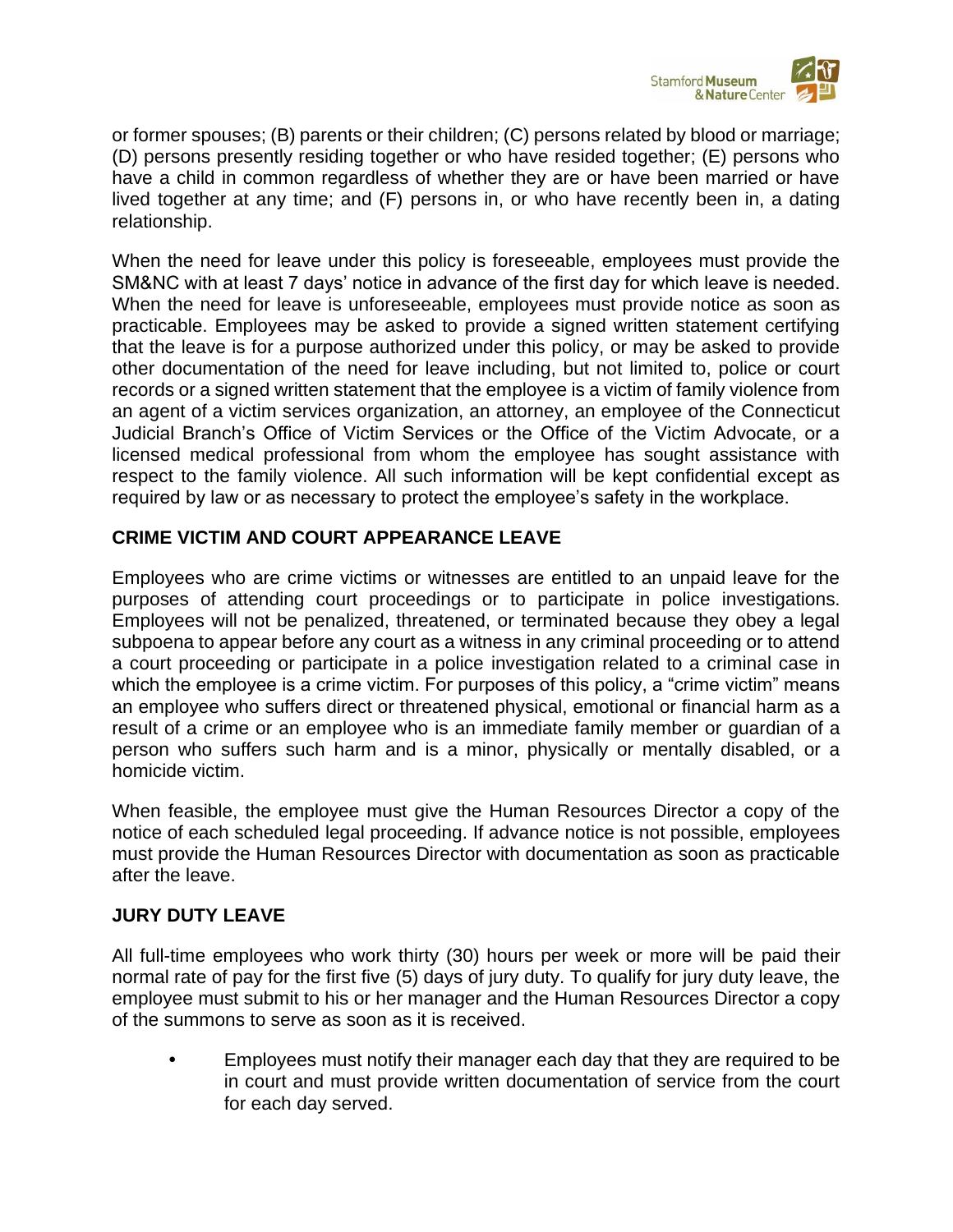or former spouses; (B) parents or their children; (C) persons related by blood or marriage; (D) persons presently residing together or who have resided together; (E) persons who have a child in common regardless of whether they are or have been married or have lived together at any time; and (F) persons in, or who have recently been in, a dating relationship.

When the need for leave under this policy is foreseeable, employees must provide the SM&NC with at least 7 days' notice in advance of the first day for which leave is needed. When the need for leave is unforeseeable, employees must provide notice as soon as practicable. Employees may be asked to provide a signed written statement certifying that the leave is for a purpose authorized under this policy, or may be asked to provide other documentation of the need for leave including, but not limited to, police or court records or a signed written statement that the employee is a victim of family violence from an agent of a victim services organization, an attorney, an employee of the Connecticut Judicial Branch's Office of Victim Services or the Office of the Victim Advocate, or a licensed medical professional from whom the employee has sought assistance with respect to the family violence. All such information will be kept confidential except as required by law or as necessary to protect the employee's safety in the workplace.

## CRIME VICTIM AND COURT APPEARANCE LEAVE

Employees who are crime victims or witnesses are entitled to an unpaid leave for the purposes of attending court proceedings or to participate in police investigations. Employees will not be penalized, threatened, or terminated because they obey a legal subpoena to appear before any court as a witness in any criminal proceeding or to attend a court proceeding or participate in a police investigation related to a criminal case in which the employee is a crime victim. For purposes of this policy, a "crime victim" means an employee who suffers direct or threatened physical, emotional or financial harm as a result of a crime or an employee who is an immediate family member or guardian of a person who suffers such harm and is a minor, physically or mentally disabled, or a homicide victim.

When feasible, the employee must give the Human Resources Director a copy of the notice of each scheduled legal proceeding. If advance notice is not possible, employees must provide the Human Resources Director with documentation as soon as practicable after the leave.

## JURY DUTY LEAVE

All full-time employees who work thirty (30) hours per week or more will be paid their normal rate of pay for the first five (5) days of jury duty. To qualify for jury duty leave, the employee must submit to his or her manager and the Human Resources Director a copy of the summons to serve as soon as it is received.

- Employees must notify their manager each day that they are required to be in court and must provide written documentation of service from the court for each day served.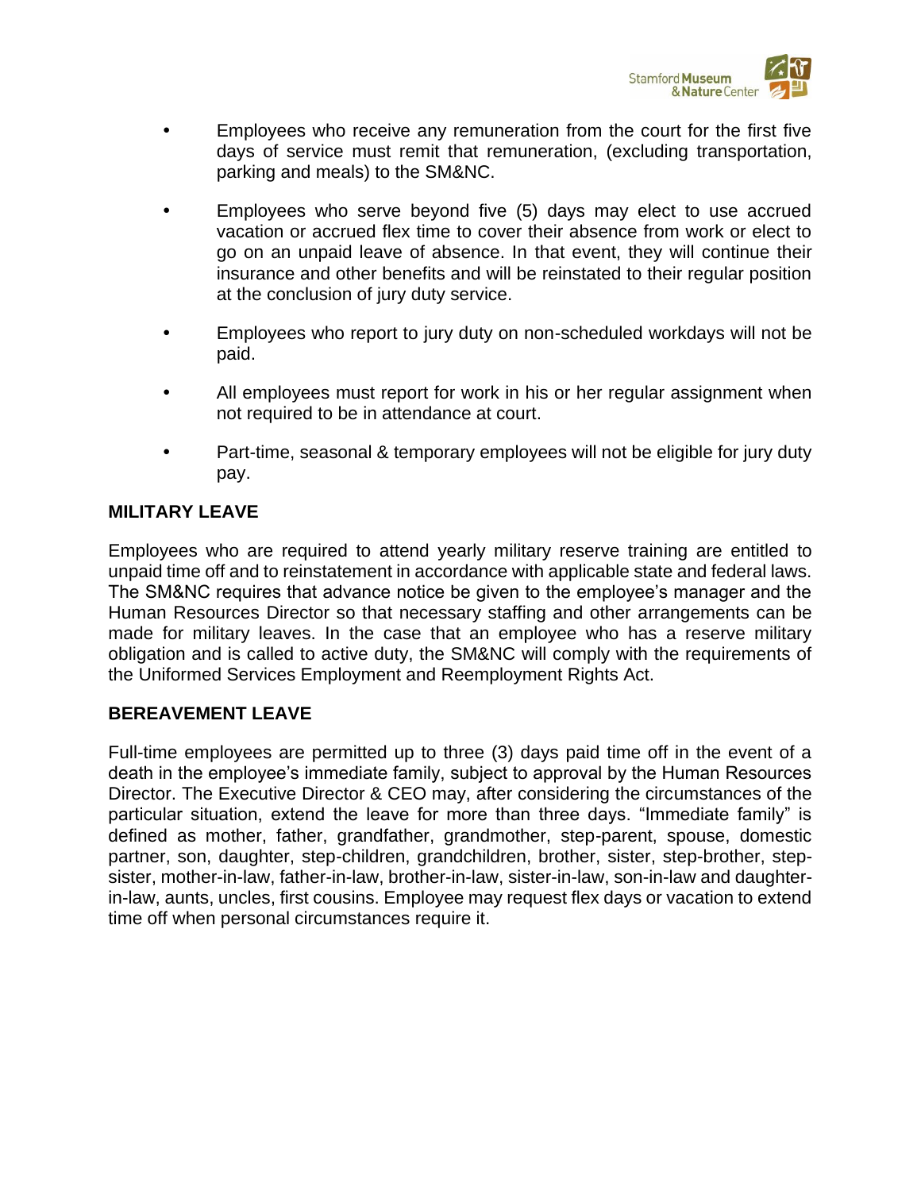- Employees who receive any remuneration from the court for the first five days of service must remit that remuneration, (excluding transportation, parking and meals) to the SM&NC.
- Employees who serve beyond five (5) days may elect to use accrued vacation or accrued flex time to cover their absence from work or elect to go on an unpaid leave of absence. In that event, they will continue their insurance and other benefits and will be reinstated to their regular position at the conclusion of jury duty service.
- Employees who report to jury duty on non-scheduled workdays will not be paid.
- All employees must report for work in his or her regular assignment when not required to be in attendance at court.
- Part-time, seasonal & temporary employees will not be eligible for jury duty pay.

**MILITARY LEAVE**

Employees who are required to attend yearly military reserve training are entitled to unpaid time off and to reinstatement in accordance with applicable state and federal laws. The SM&NC requires that advance notice be given to the employee's manager and the Human Resources Director so that necessary staffing and other arrangements can be made for military leaves. In the case that an employee who has a reserve military obligation and is called to active duty, the SM&NC will comply with the requirements of the Uniformed Services Employment and Reemployment Rights Act.

**BEREAVEMENT LEAVE**

Full-time employees are permitted up to three (3) days paid time off in the event of a death in the employee's immediate family, subject to approval by the Human Resources Director. The Executive Director & CEO may, after considering the circumstances of the particular situation, extend the leave for more than three days. "Immediate family" is defined as mother, father, grandfather, grandmother, step-parent, spouse, domestic partner, son, daughter, step-children, grandchildren, brother, sister, step-brother, step-sister, mother-in-law, father-in-law, brother-in-law, sister-in-law, son-in-law and daughter-in-law, aunts, uncles, first cousins. Employee may request flex days or vacation to extend time off when personal circumstances require it.